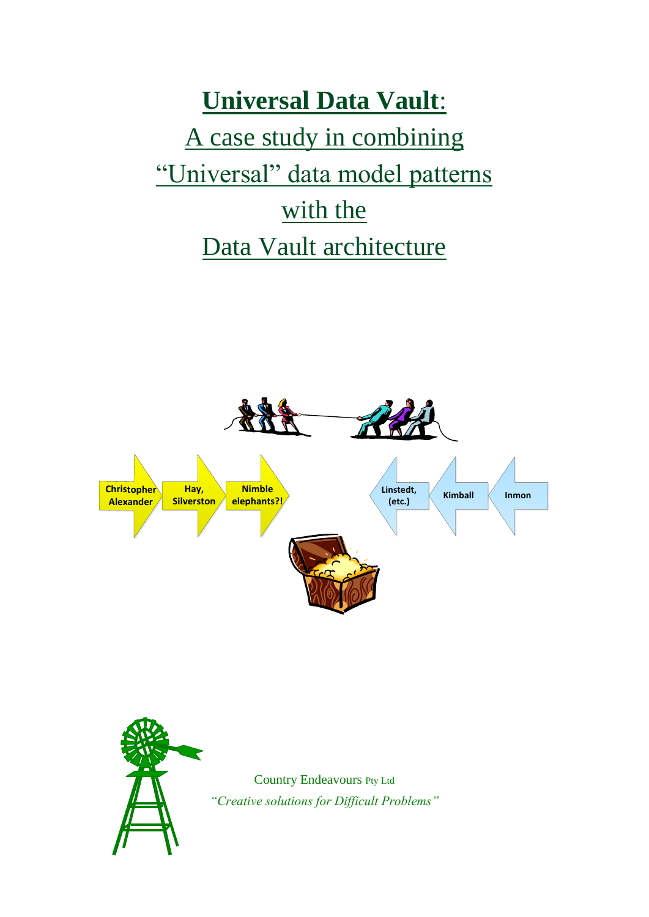# Universal Data Vault:

## A case study in combining "Universal" data model patterns with the Data Vault architecture

Christopher Alexander

Hay, Silverston

Nimble elephants?!

Linstedt, (etc.)

Kimball

Inmon

Country Endeavours Pty Ltd

*"Creative solutions for Difficult Problems"*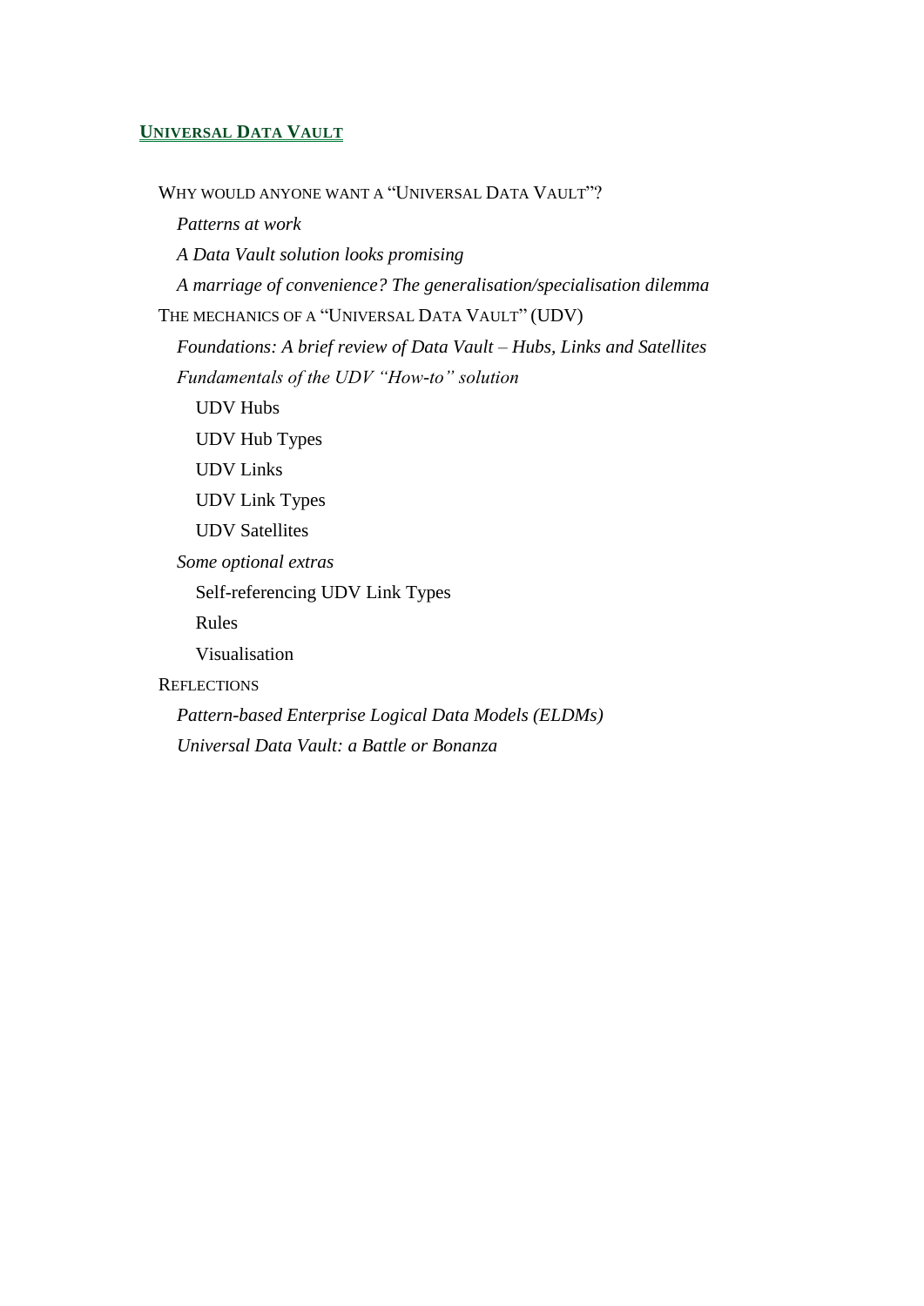**UNIVERSAL DATA VAULT**

- WHY WOULD ANYONE WANT A "UNIVERSAL DATA VAULT"?
  - *Patterns at work*
  - *A Data Vault solution looks promising*
  - *A marriage of convenience? The generalisation/specialisation dilemma*
- THE MECHANICS OF A "UNIVERSAL DATA VAULT" (UDV)
  - *Foundations: A brief review of Data Vault – Hubs, Links and Satellites*
  - *Fundamentals of the UDV "How-to" solution*
    - UDV Hubs
    - UDV Hub Types
    - UDV Links
    - UDV Link Types
    - UDV Satellites
  - *Some optional extras*
    - Self-referencing UDV Link Types
    - Rules
    - Visualisation
- REFLECTIONS
  - *Pattern-based Enterprise Logical Data Models (ELDMs)*
  - *Universal Data Vault: a Battle or Bonanza*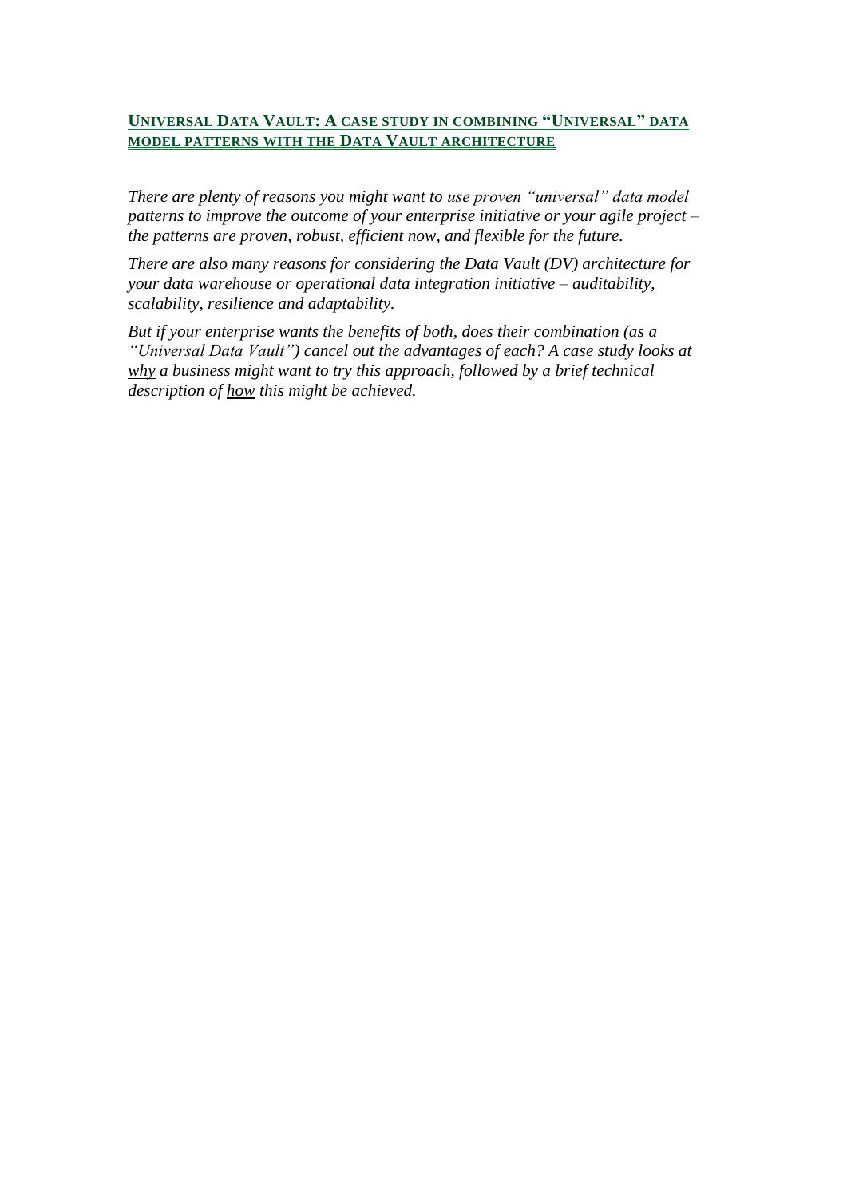## UNIVERSAL DATA VAULT: A CASE STUDY IN COMBINING "UNIVERSAL" DATA MODEL PATTERNS WITH THE DATA VAULT ARCHITECTURE

*There are plenty of reasons you might want to use proven "universal" data model patterns to improve the outcome of your enterprise initiative or your agile project – the patterns are proven, robust, efficient now, and flexible for the future.*

*There are also many reasons for considering the Data Vault (DV) architecture for your data warehouse or operational data integration initiative – auditability, scalability, resilience and adaptability.*

*But if your enterprise wants the benefits of both, does their combination (as a "Universal Data Vault") cancel out the advantages of each? A case study looks at <u>why</u> a business might want to try this approach, followed by a brief technical description of <u>how</u> this might be achieved.*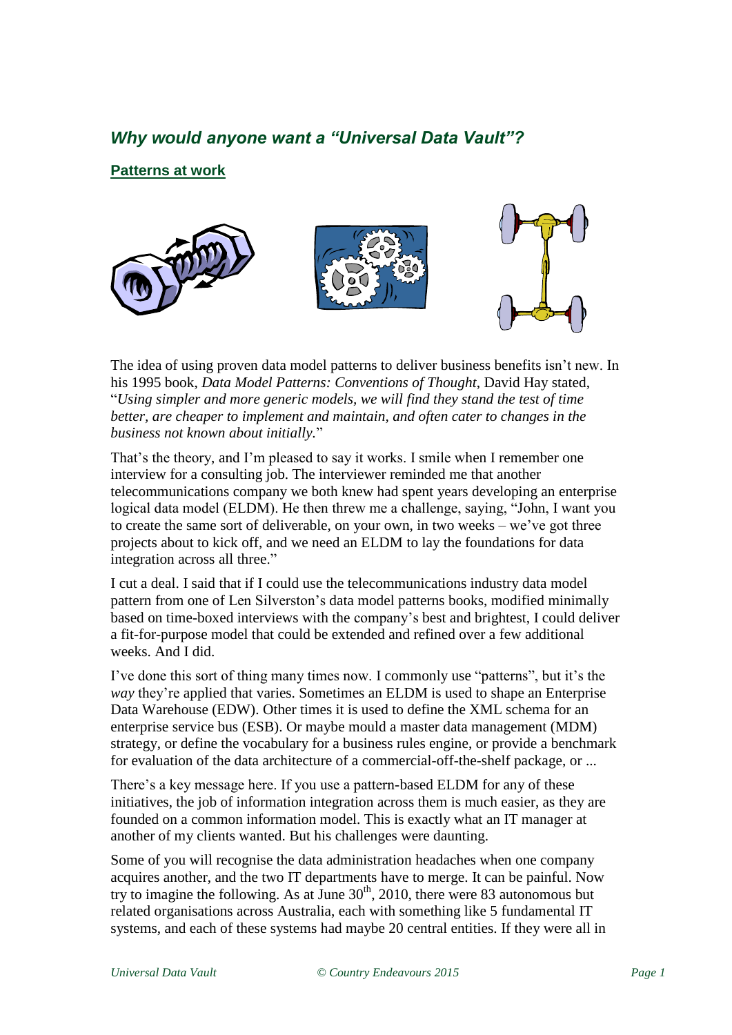## *Why would anyone want a "Universal Data Vault"?*

### Patterns at work

The idea of using proven data model patterns to deliver business benefits isn't new. In his 1995 book, *Data Model Patterns: Conventions of Thought*, David Hay stated, "*Using simpler and more generic models, we will find they stand the test of time better, are cheaper to implement and maintain, and often cater to changes in the business not known about initially.*"

That's the theory, and I'm pleased to say it works. I smile when I remember one interview for a consulting job. The interviewer reminded me that another telecommunications company we both knew had spent years developing an enterprise logical data model (ELDM). He then threw me a challenge, saying, "John, I want you to create the same sort of deliverable, on your own, in two weeks – we've got three projects about to kick off, and we need an ELDM to lay the foundations for data integration across all three."

I cut a deal. I said that if I could use the telecommunications industry data model pattern from one of Len Silverston's data model patterns books, modified minimally based on time-boxed interviews with the company's best and brightest, I could deliver a fit-for-purpose model that could be extended and refined over a few additional weeks. And I did.

I've done this sort of thing many times now. I commonly use "patterns", but it's the *way* they're applied that varies. Sometimes an ELDM is used to shape an Enterprise Data Warehouse (EDW). Other times it is used to define the XML schema for an enterprise service bus (ESB). Or maybe mould a master data management (MDM) strategy, or define the vocabulary for a business rules engine, or provide a benchmark for evaluation of the data architecture of a commercial-off-the-shelf package, or ...

There's a key message here. If you use a pattern-based ELDM for any of these initiatives, the job of information integration across them is much easier, as they are founded on a common information model. This is exactly what an IT manager at another of my clients wanted. But his challenges were daunting.

Some of you will recognise the data administration headaches when one company acquires another, and the two IT departments have to merge. It can be painful. Now try to imagine the following. As at June 30th, 2010, there were 83 autonomous but related organisations across Australia, each with something like 5 fundamental IT systems, and each of these systems had maybe 20 central entities. If they were all in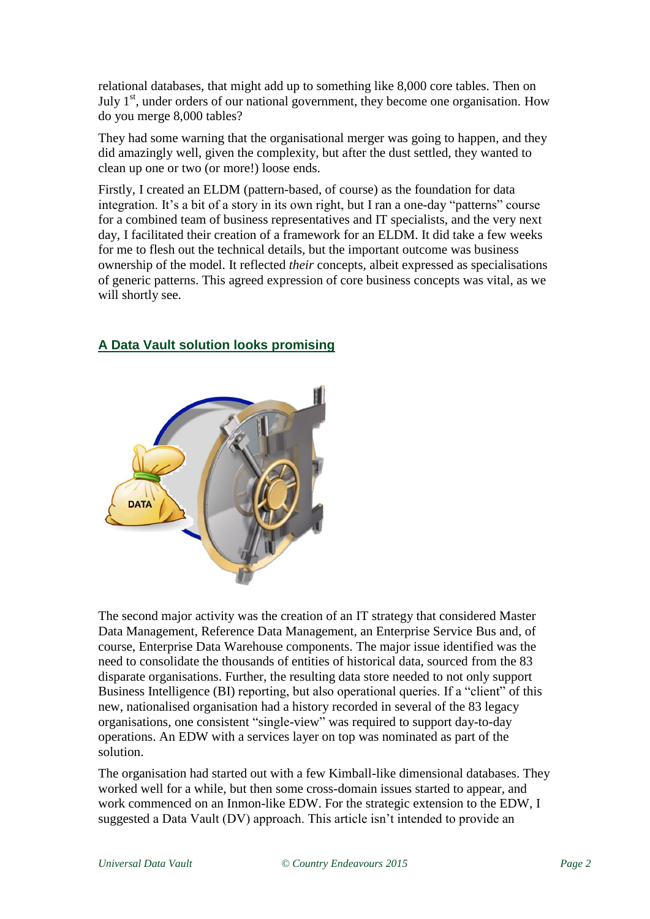relational databases, that might add up to something like 8,000 core tables. Then on July 1st, under orders of our national government, they become one organisation. How do you merge 8,000 tables?

They had some warning that the organisational merger was going to happen, and they did amazingly well, given the complexity, but after the dust settled, they wanted to clean up one or two (or more!) loose ends.

Firstly, I created an ELDM (pattern-based, of course) as the foundation for data integration. It's a bit of a story in its own right, but I ran a one-day "patterns" course for a combined team of business representatives and IT specialists, and the very next day, I facilitated their creation of a framework for an ELDM. It did take a few weeks for me to flesh out the technical details, but the important outcome was business ownership of the model. It reflected *their* concepts, albeit expressed as specialisations of generic patterns. This agreed expression of core business concepts was vital, as we will shortly see.

## A Data Vault solution looks promising

The second major activity was the creation of an IT strategy that considered Master Data Management, Reference Data Management, an Enterprise Service Bus and, of course, Enterprise Data Warehouse components. The major issue identified was the need to consolidate the thousands of entities of historical data, sourced from the 83 disparate organisations. Further, the resulting data store needed to not only support Business Intelligence (BI) reporting, but also operational queries. If a "client" of this new, nationalised organisation had a history recorded in several of the 83 legacy organisations, one consistent "single-view" was required to support day-to-day operations. An EDW with a services layer on top was nominated as part of the solution.

The organisation had started out with a few Kimball-like dimensional databases. They worked well for a while, but then some cross-domain issues started to appear, and work commenced on an Inmon-like EDW. For the strategic extension to the EDW, I suggested a Data Vault (DV) approach. This article isn't intended to provide an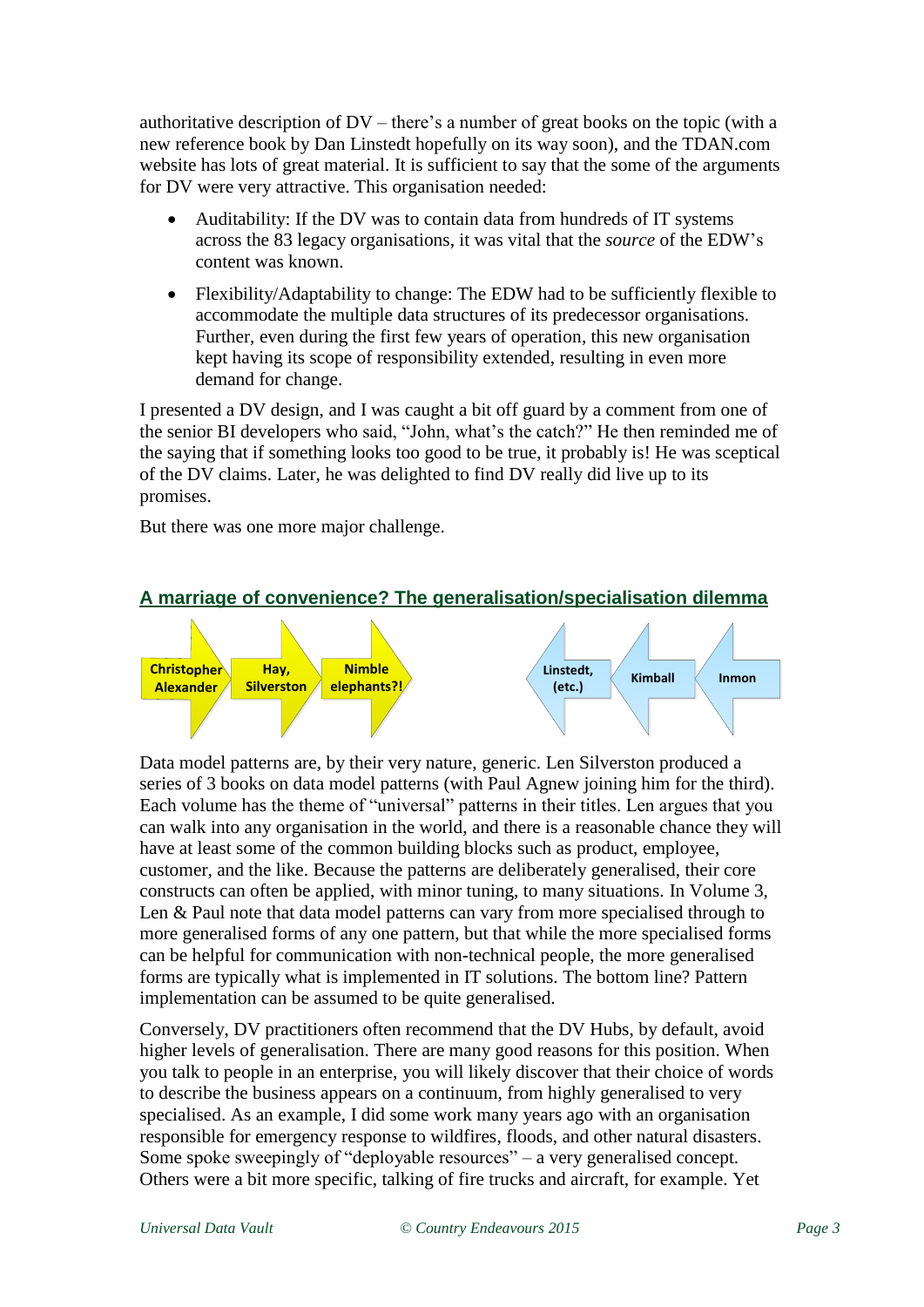authoritative description of DV – there's a number of great books on the topic (with a new reference book by Dan Linstedt hopefully on its way soon), and the TDAN.com website has lots of great material. It is sufficient to say that the some of the arguments for DV were very attractive. This organisation needed:

- Auditability: If the DV was to contain data from hundreds of IT systems across the 83 legacy organisations, it was vital that the *source* of the EDW's content was known.
- Flexibility/Adaptability to change: The EDW had to be sufficiently flexible to accommodate the multiple data structures of its predecessor organisations. Further, even during the first few years of operation, this new organisation kept having its scope of responsibility extended, resulting in even more demand for change.

I presented a DV design, and I was caught a bit off guard by a comment from one of the senior BI developers who said, "John, what's the catch?" He then reminded me of the saying that if something looks too good to be true, it probably is! He was sceptical of the DV claims. Later, he was delighted to find DV really did live up to its promises.

But there was one more major challenge.

## A marriage of convenience? The generalisation/specialisation dilemma

Christopher Alexander → Hay, Silverston → Nimble elephants?! ← Linstedt, (etc.) ← Kimball ← Inmon

Data model patterns are, by their very nature, generic. Len Silverston produced a series of 3 books on data model patterns (with Paul Agnew joining him for the third). Each volume has the theme of "universal" patterns in their titles. Len argues that you can walk into any organisation in the world, and there is a reasonable chance they will have at least some of the common building blocks such as product, employee, customer, and the like. Because the patterns are deliberately generalised, their core constructs can often be applied, with minor tuning, to many situations. In Volume 3, Len & Paul note that data model patterns can vary from more specialised through to more generalised forms of any one pattern, but that while the more specialised forms can be helpful for communication with non-technical people, the more generalised forms are typically what is implemented in IT solutions. The bottom line? Pattern implementation can be assumed to be quite generalised.

Conversely, DV practitioners often recommend that the DV Hubs, by default, avoid higher levels of generalisation. There are many good reasons for this position. When you talk to people in an enterprise, you will likely discover that their choice of words to describe the business appears on a continuum, from highly generalised to very specialised. As an example, I did some work many years ago with an organisation responsible for emergency response to wildfires, floods, and other natural disasters. Some spoke sweepingly of "deployable resources" – a very generalised concept. Others were a bit more specific, talking of fire trucks and aircraft, for example. Yet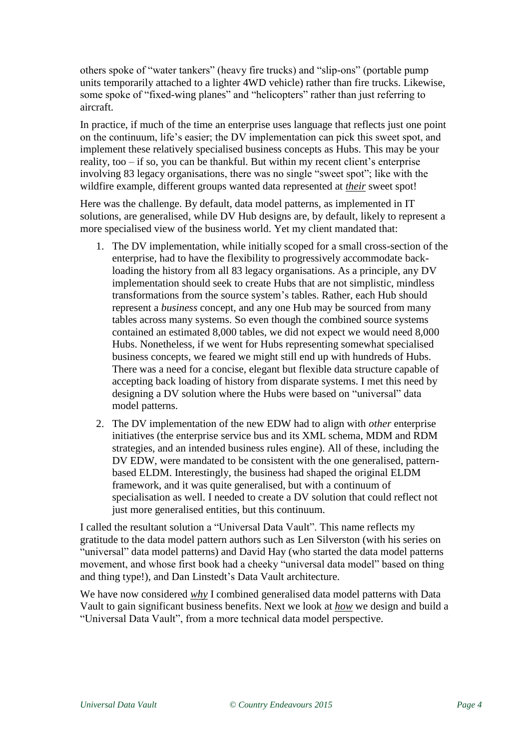others spoke of "water tankers" (heavy fire trucks) and "slip-ons" (portable pump units temporarily attached to a lighter 4WD vehicle) rather than fire trucks. Likewise, some spoke of "fixed-wing planes" and "helicopters" rather than just referring to aircraft.

In practice, if much of the time an enterprise uses language that reflects just one point on the continuum, life's easier; the DV implementation can pick this sweet spot, and implement these relatively specialised business concepts as Hubs. This may be your reality, too – if so, you can be thankful. But within my recent client's enterprise involving 83 legacy organisations, there was no single "sweet spot"; like with the wildfire example, different groups wanted data represented at ***their*** sweet spot!

Here was the challenge. By default, data model patterns, as implemented in IT solutions, are generalised, while DV Hub designs are, by default, likely to represent a more specialised view of the business world. Yet my client mandated that:

1. The DV implementation, while initially scoped for a small cross-section of the enterprise, had to have the flexibility to progressively accommodate back-loading the history from all 83 legacy organisations. As a principle, any DV implementation should seek to create Hubs that are not simplistic, mindless transformations from the source system's tables. Rather, each Hub should represent a *business* concept, and any one Hub may be sourced from many tables across many systems. So even though the combined source systems contained an estimated 8,000 tables, we did not expect we would need 8,000 Hubs. Nonetheless, if we went for Hubs representing somewhat specialised business concepts, we feared we might still end up with hundreds of Hubs. There was a need for a concise, elegant but flexible data structure capable of accepting back loading of history from disparate systems. I met this need by designing a DV solution where the Hubs were based on "universal" data model patterns.
2. The DV implementation of the new EDW had to align with *other* enterprise initiatives (the enterprise service bus and its XML schema, MDM and RDM strategies, and an intended business rules engine). All of these, including the DV EDW, were mandated to be consistent with the one generalised, pattern-based ELDM. Interestingly, the business had shaped the original ELDM framework, and it was quite generalised, but with a continuum of specialisation as well. I needed to create a DV solution that could reflect not just more generalised entities, but this continuum.

I called the resultant solution a "Universal Data Vault". This name reflects my gratitude to the data model pattern authors such as Len Silverston (with his series on "universal" data model patterns) and David Hay (who started the data model patterns movement, and whose first book had a cheeky "universal data model" based on thing and thing type!), and Dan Linstedt's Data Vault architecture.

We have now considered ***why*** I combined generalised data model patterns with Data Vault to gain significant business benefits. Next we look at ***how*** we design and build a "Universal Data Vault", from a more technical data model perspective.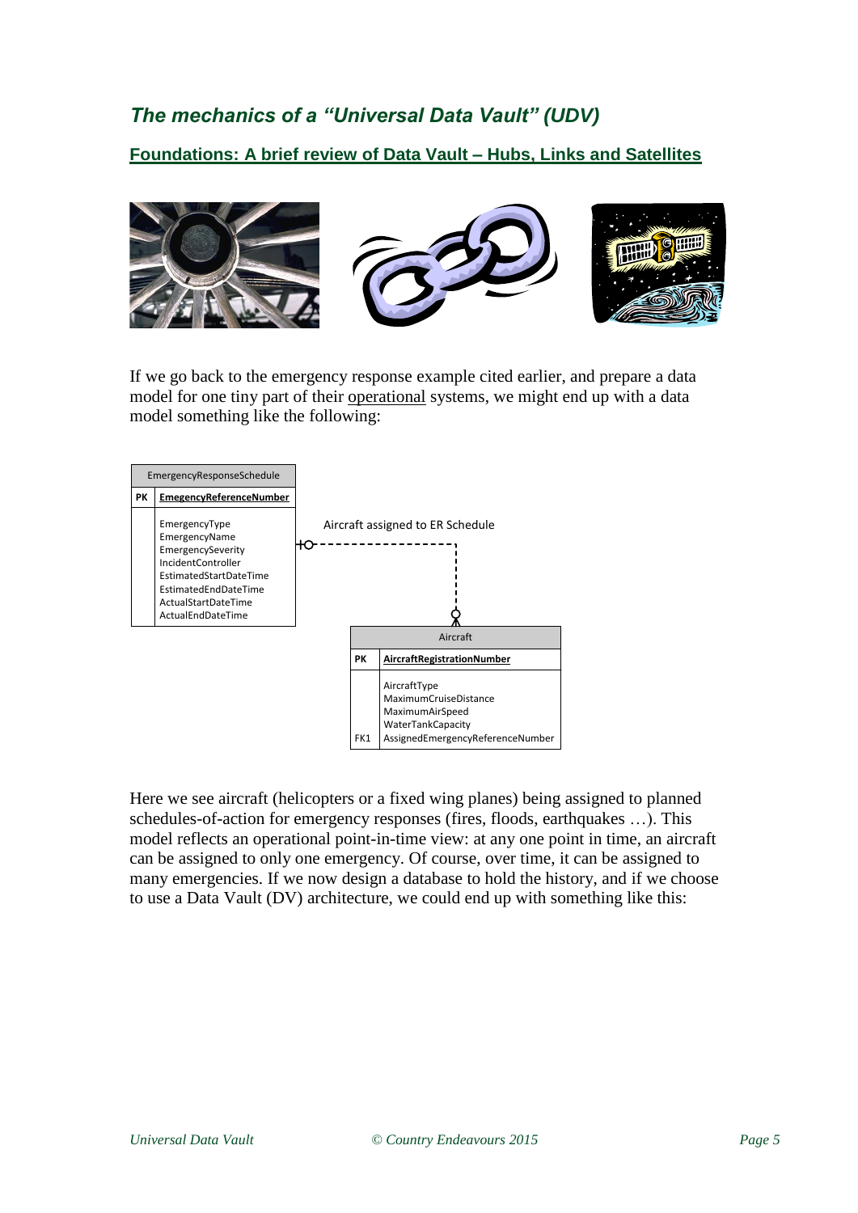### *The mechanics of a "Universal Data Vault" (UDV)*

#### Foundations: A brief review of Data Vault – Hubs, Links and Satellites

If we go back to the emergency response example cited earlier, and prepare a data model for one tiny part of their operational systems, we might end up with a data model something like the following:

| EmergencyResponseSchedule | |
|---|---|
| PK | **EmegencyReferenceNumber** |
| | EmergencyType<br>EmergencyName<br>EmergencySeverity<br>IncidentController<br>EstimatedStartDateTime<br>EstimatedEndDateTime<br>ActualStartDateTime<br>ActualEndDateTime |

Aircraft assigned to ER Schedule

| Aircraft | |
|---|---|
| PK | **AircraftRegistrationNumber** |
| | AircraftType<br>MaximumCruiseDistance<br>MaximumAirSpeed<br>WaterTankCapacity |
| FK1 | AssignedEmergencyReferenceNumber |

Here we see aircraft (helicopters or a fixed wing planes) being assigned to planned schedules-of-action for emergency responses (fires, floods, earthquakes …). This model reflects an operational point-in-time view: at any one point in time, an aircraft can be assigned to only one emergency. Of course, over time, it can be assigned to many emergencies. If we now design a database to hold the history, and if we choose to use a Data Vault (DV) architecture, we could end up with something like this: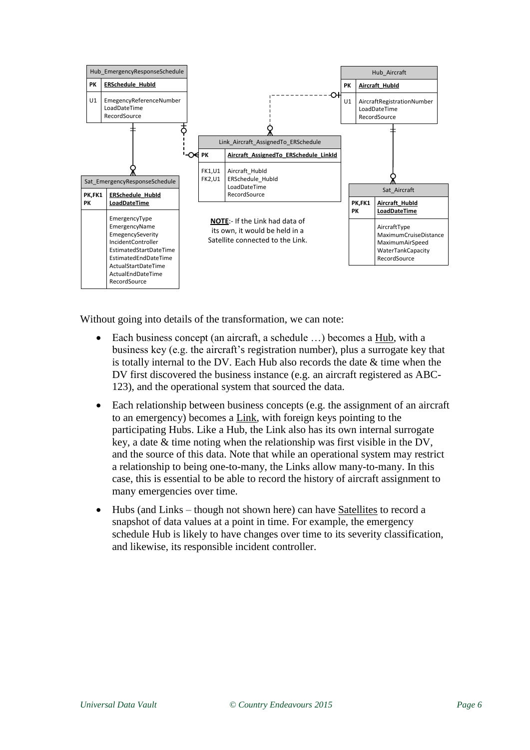| Hub_EmergencyResponseSchedule | |
|---|---|
| PK | **ERSchedule_HubId** |
| U1 | EmegencyReferenceNumber<br>LoadDateTime<br>RecordSource |

| Hub_Aircraft | |
|---|---|
| PK | **Aircraft_HubId** |
| U1 | AircraftRegistrationNumber<br>LoadDateTime<br>RecordSource |

| Link_Aircraft_AssignedTo_ERSchedule | |
|---|---|
| PK | **Aircraft_AssignedTo_ERSchedule_LinkId** |
| FK1,U1<br>FK2,U1 | Aircraft_HubId<br>ERSchedule_HubId<br>LoadDateTime<br>RecordSource |

| Sat_EmergencyResponseSchedule | |
|---|---|
| PK,FK1<br>PK | **ERSchedule_HubId**<br>**LoadDateTime** |
| | EmergencyType<br>EmergencyName<br>EmegencySeverity<br>IncidentController<br>EstimatedStartDateTime<br>EstimatedEndDateTime<br>ActualStartDateTime<br>ActualEndDateTime<br>RecordSource |

| Sat_Aircraft | |
|---|---|
| PK,FK1<br>PK | **Aircraft_HubId**<br>**LoadDateTime** |
| | AircraftType<br>MaximumCruiseDistance<br>MaximumAirSpeed<br>WaterTankCapacity<br>RecordSource |

**NOTE**:- If the Link had data of its own, it would be held in a Satellite connected to the Link.

Without going into details of the transformation, we can note:

- Each business concept (an aircraft, a schedule …) becomes a Hub, with a business key (e.g. the aircraft's registration number), plus a surrogate key that is totally internal to the DV. Each Hub also records the date & time when the DV first discovered the business instance (e.g. an aircraft registered as ABC-123), and the operational system that sourced the data.
- Each relationship between business concepts (e.g. the assignment of an aircraft to an emergency) becomes a Link, with foreign keys pointing to the participating Hubs. Like a Hub, the Link also has its own internal surrogate key, a date & time noting when the relationship was first visible in the DV, and the source of this data. Note that while an operational system may restrict a relationship to being one-to-many, the Links allow many-to-many. In this case, this is essential to be able to record the history of aircraft assignment to many emergencies over time.
- Hubs (and Links – though not shown here) can have Satellites to record a snapshot of data values at a point in time. For example, the emergency schedule Hub is likely to have changes over time to its severity classification, and likewise, its responsible incident controller.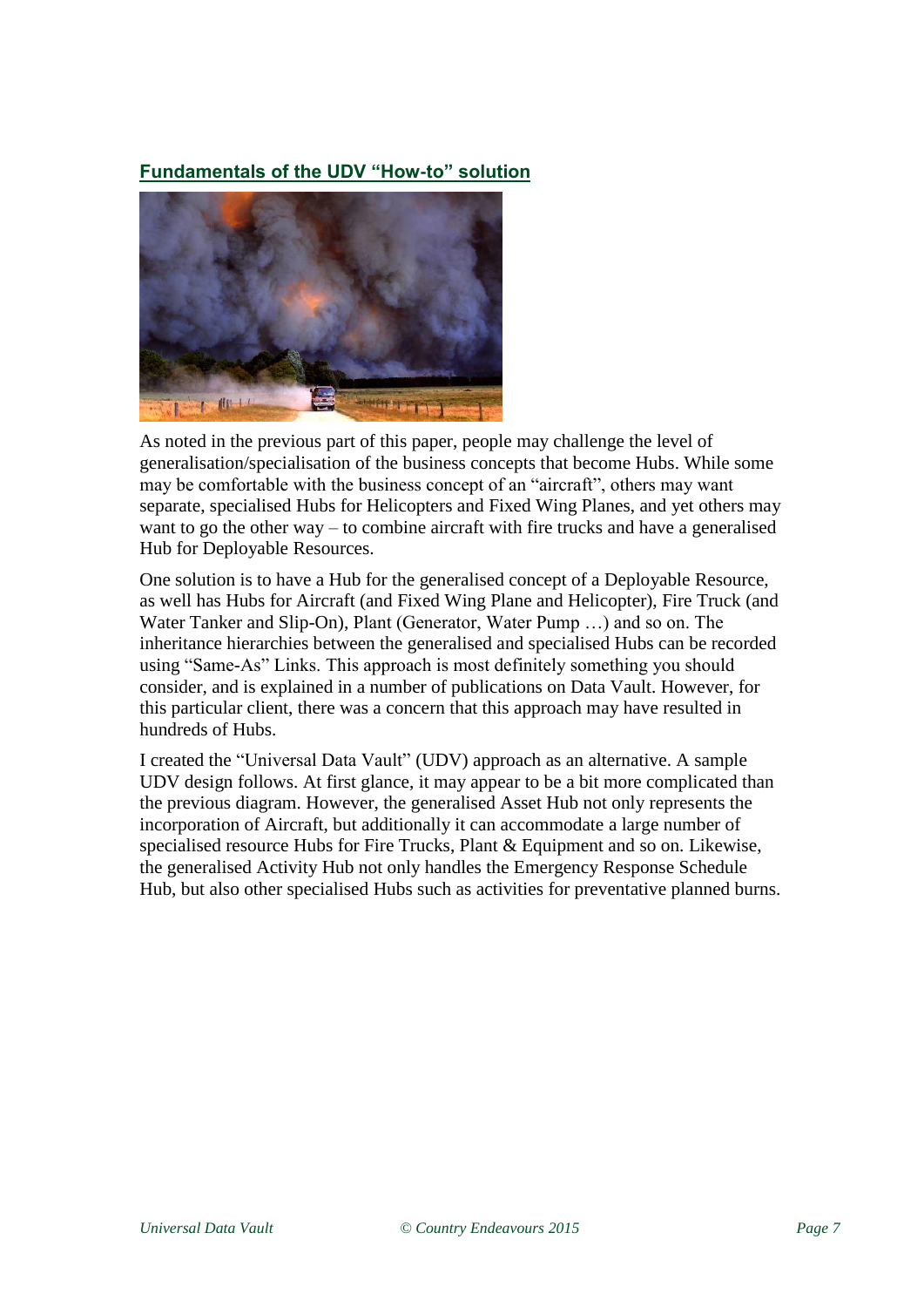## Fundamentals of the UDV "How-to" solution

As noted in the previous part of this paper, people may challenge the level of generalisation/specialisation of the business concepts that become Hubs. While some may be comfortable with the business concept of an "aircraft", others may want separate, specialised Hubs for Helicopters and Fixed Wing Planes, and yet others may want to go the other way – to combine aircraft with fire trucks and have a generalised Hub for Deployable Resources.

One solution is to have a Hub for the generalised concept of a Deployable Resource, as well has Hubs for Aircraft (and Fixed Wing Plane and Helicopter), Fire Truck (and Water Tanker and Slip-On), Plant (Generator, Water Pump …) and so on. The inheritance hierarchies between the generalised and specialised Hubs can be recorded using "Same-As" Links. This approach is most definitely something you should consider, and is explained in a number of publications on Data Vault. However, for this particular client, there was a concern that this approach may have resulted in hundreds of Hubs.

I created the "Universal Data Vault" (UDV) approach as an alternative. A sample UDV design follows. At first glance, it may appear to be a bit more complicated than the previous diagram. However, the generalised Asset Hub not only represents the incorporation of Aircraft, but additionally it can accommodate a large number of specialised resource Hubs for Fire Trucks, Plant & Equipment and so on. Likewise, the generalised Activity Hub not only handles the Emergency Response Schedule Hub, but also other specialised Hubs such as activities for preventative planned burns.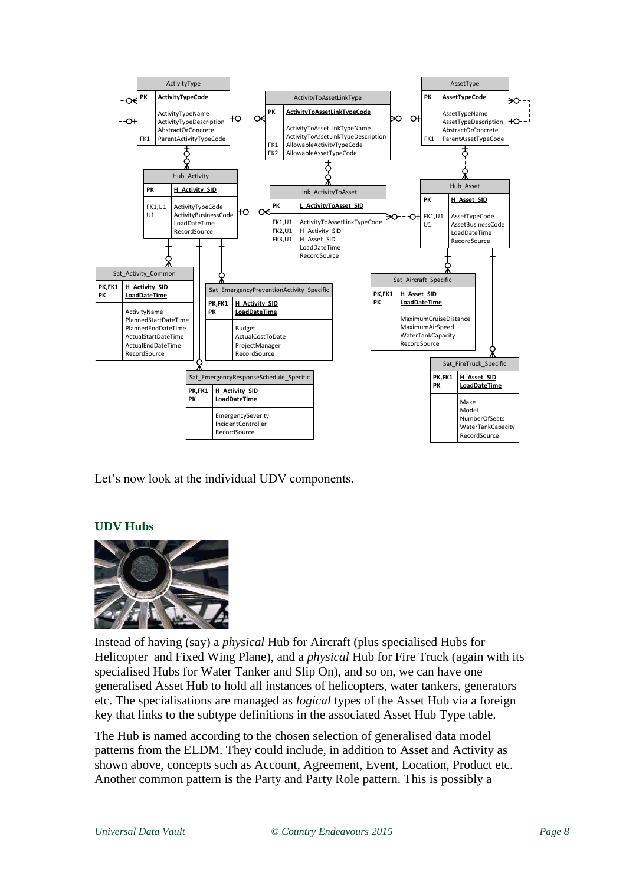Let's now look at the individual UDV components.

## UDV Hubs

Instead of having (say) a *physical* Hub for Aircraft (plus specialised Hubs for Helicopter and Fixed Wing Plane), and a *physical* Hub for Fire Truck (again with its specialised Hubs for Water Tanker and Slip On), and so on, we can have one generalised Asset Hub to hold all instances of helicopters, water tankers, generators etc. The specialisations are managed as *logical* types of the Asset Hub via a foreign key that links to the subtype definitions in the associated Asset Hub Type table.

The Hub is named according to the chosen selection of generalised data model patterns from the ELDM. They could include, in addition to Asset and Activity as shown above, concepts such as Account, Agreement, Event, Location, Product etc. Another common pattern is the Party and Party Role pattern. This is possibly a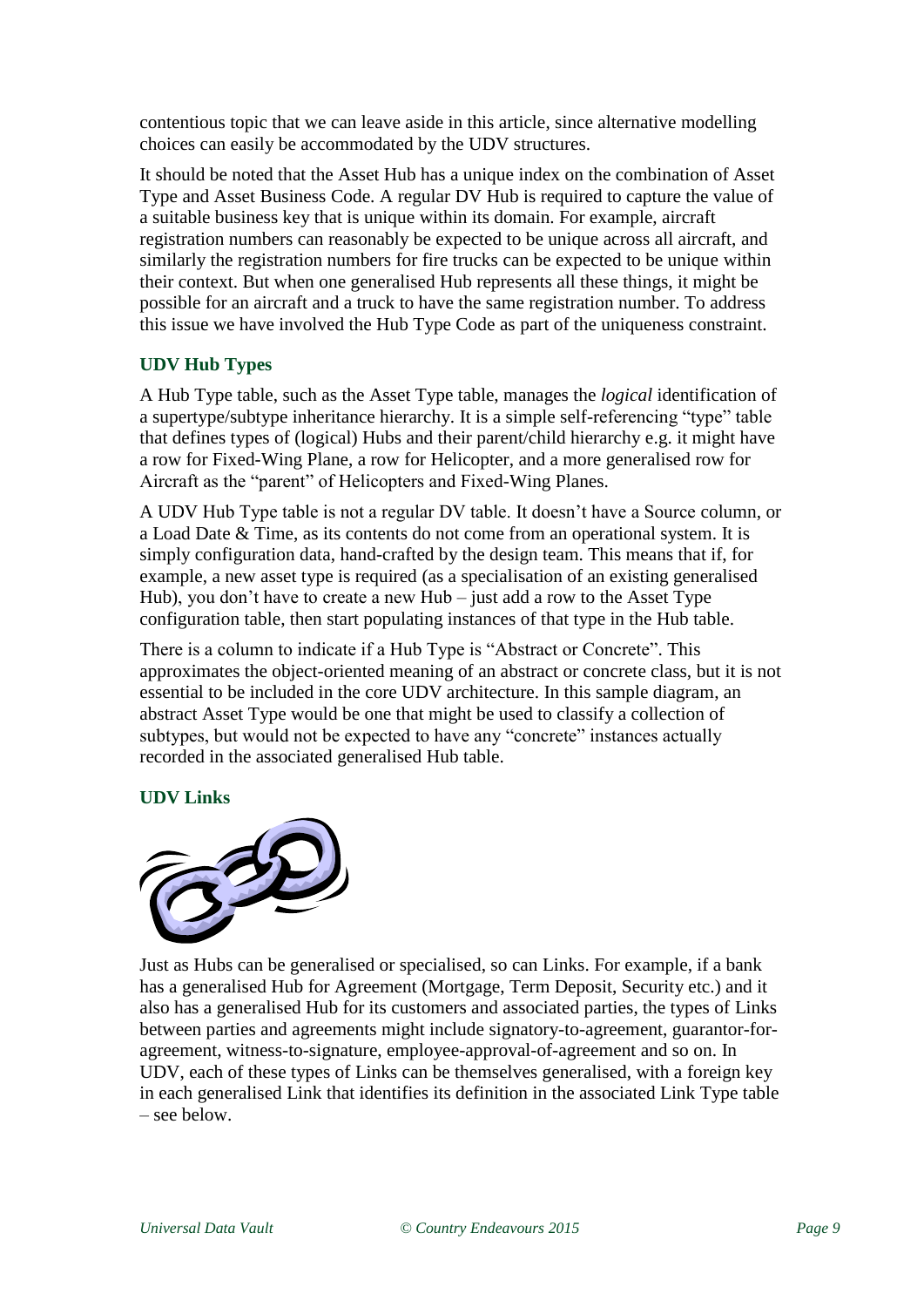contentious topic that we can leave aside in this article, since alternative modelling choices can easily be accommodated by the UDV structures.

It should be noted that the Asset Hub has a unique index on the combination of Asset Type and Asset Business Code. A regular DV Hub is required to capture the value of a suitable business key that is unique within its domain. For example, aircraft registration numbers can reasonably be expected to be unique across all aircraft, and similarly the registration numbers for fire trucks can be expected to be unique within their context. But when one generalised Hub represents all these things, it might be possible for an aircraft and a truck to have the same registration number. To address this issue we have involved the Hub Type Code as part of the uniqueness constraint.

### UDV Hub Types

A Hub Type table, such as the Asset Type table, manages the *logical* identification of a supertype/subtype inheritance hierarchy. It is a simple self-referencing "type" table that defines types of (logical) Hubs and their parent/child hierarchy e.g. it might have a row for Fixed-Wing Plane, a row for Helicopter, and a more generalised row for Aircraft as the "parent" of Helicopters and Fixed-Wing Planes.

A UDV Hub Type table is not a regular DV table. It doesn't have a Source column, or a Load Date & Time, as its contents do not come from an operational system. It is simply configuration data, hand-crafted by the design team. This means that if, for example, a new asset type is required (as a specialisation of an existing generalised Hub), you don't have to create a new Hub – just add a row to the Asset Type configuration table, then start populating instances of that type in the Hub table.

There is a column to indicate if a Hub Type is "Abstract or Concrete". This approximates the object-oriented meaning of an abstract or concrete class, but it is not essential to be included in the core UDV architecture. In this sample diagram, an abstract Asset Type would be one that might be used to classify a collection of subtypes, but would not be expected to have any "concrete" instances actually recorded in the associated generalised Hub table.

### UDV Links

Just as Hubs can be generalised or specialised, so can Links. For example, if a bank has a generalised Hub for Agreement (Mortgage, Term Deposit, Security etc.) and it also has a generalised Hub for its customers and associated parties, the types of Links between parties and agreements might include signatory-to-agreement, guarantor-for-agreement, witness-to-signature, employee-approval-of-agreement and so on. In UDV, each of these types of Links can be themselves generalised, with a foreign key in each generalised Link that identifies its definition in the associated Link Type table – see below.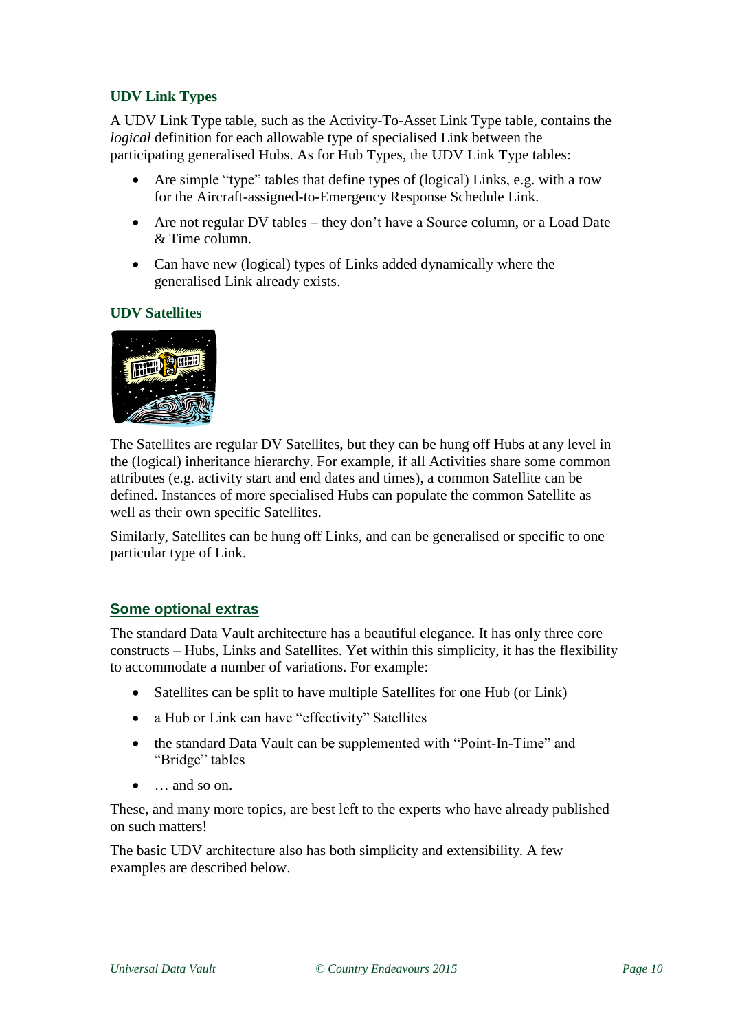### UDV Link Types

A UDV Link Type table, such as the Activity-To-Asset Link Type table, contains the *logical* definition for each allowable type of specialised Link between the participating generalised Hubs. As for Hub Types, the UDV Link Type tables:

- Are simple "type" tables that define types of (logical) Links, e.g. with a row for the Aircraft-assigned-to-Emergency Response Schedule Link.
- Are not regular DV tables – they don't have a Source column, or a Load Date & Time column.
- Can have new (logical) types of Links added dynamically where the generalised Link already exists.

### UDV Satellites

The Satellites are regular DV Satellites, but they can be hung off Hubs at any level in the (logical) inheritance hierarchy. For example, if all Activities share some common attributes (e.g. activity start and end dates and times), a common Satellite can be defined. Instances of more specialised Hubs can populate the common Satellite as well as their own specific Satellites.

Similarly, Satellites can be hung off Links, and can be generalised or specific to one particular type of Link.

## Some optional extras

The standard Data Vault architecture has a beautiful elegance. It has only three core constructs – Hubs, Links and Satellites. Yet within this simplicity, it has the flexibility to accommodate a number of variations. For example:

- Satellites can be split to have multiple Satellites for one Hub (or Link)
- a Hub or Link can have "effectivity" Satellites
- the standard Data Vault can be supplemented with "Point-In-Time" and "Bridge" tables
- … and so on.

These, and many more topics, are best left to the experts who have already published on such matters!

The basic UDV architecture also has both simplicity and extensibility. A few examples are described below.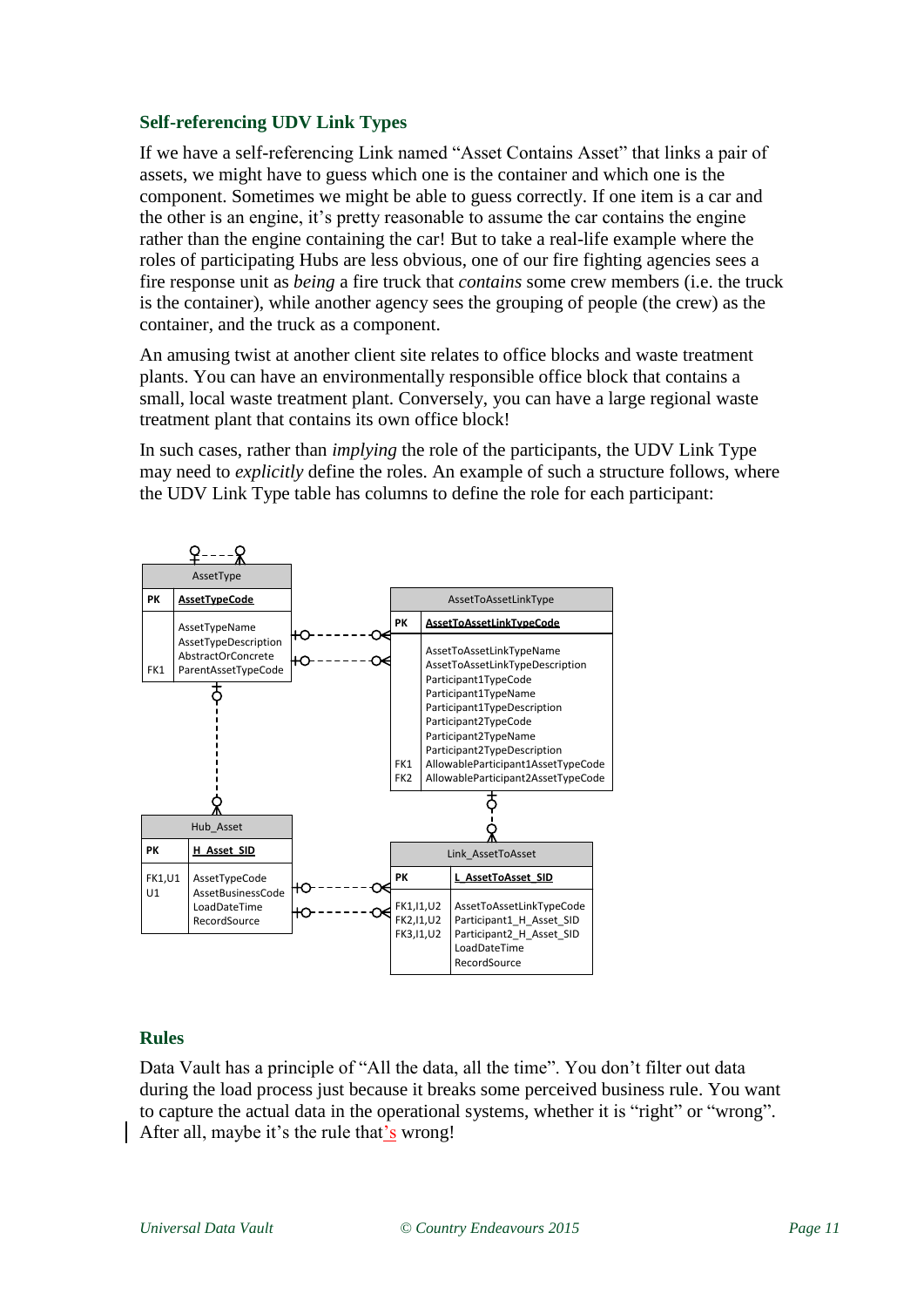### Self-referencing UDV Link Types

If we have a self-referencing Link named "Asset Contains Asset" that links a pair of assets, we might have to guess which one is the container and which one is the component. Sometimes we might be able to guess correctly. If one item is a car and the other is an engine, it's pretty reasonable to assume the car contains the engine rather than the engine containing the car! But to take a real-life example where the roles of participating Hubs are less obvious, one of our fire fighting agencies sees a fire response unit as *being* a fire truck that *contains* some crew members (i.e. the truck is the container), while another agency sees the grouping of people (the crew) as the container, and the truck as a component.

An amusing twist at another client site relates to office blocks and waste treatment plants. You can have an environmentally responsible office block that contains a small, local waste treatment plant. Conversely, you can have a large regional waste treatment plant that contains its own office block!

In such cases, rather than *implying* the role of the participants, the UDV Link Type may need to *explicitly* define the roles. An example of such a structure follows, where the UDV Link Type table has columns to define the role for each participant:

**AssetType**

| | |
|---|---|
| PK | **AssetTypeCode** |
| | AssetTypeName |
| | AssetTypeDescription |
| | AbstractOrConcrete |
| FK1 | ParentAssetTypeCode |

**AssetToAssetLinkType**

| | |
|---|---|
| PK | **AssetToAssetLinkTypeCode** |
| | AssetToAssetLinkTypeName |
| | AssetToAssetLinkTypeDescription |
| | Participant1TypeCode |
| | Participant1TypeName |
| | Participant1TypeDescription |
| | Participant2TypeCode |
| | Participant2TypeName |
| | Participant2TypeDescription |
| FK1 | AllowableParticipant1AssetTypeCode |
| FK2 | AllowableParticipant2AssetTypeCode |

**Hub_Asset**

| | |
|---|---|
| PK | **H_Asset_SID** |
| FK1,U1 | AssetTypeCode |
| U1 | AssetBusinessCode |
| | LoadDateTime |
| | RecordSource |

**Link_AssetToAsset**

| | |
|---|---|
| PK | **L_AssetToAsset_SID** |
| FK1,I1,U2 | AssetToAssetLinkTypeCode |
| FK2,I1,U2 | Participant1_H_Asset_SID |
| FK3,I1,U2 | Participant2_H_Asset_SID |
| | LoadDateTime |
| | RecordSource |

### Rules

Data Vault has a principle of "All the data, all the time". You don't filter out data during the load process just because it breaks some perceived business rule. You want to capture the actual data in the operational systems, whether it is "right" or "wrong". After all, maybe it's the rule that's wrong!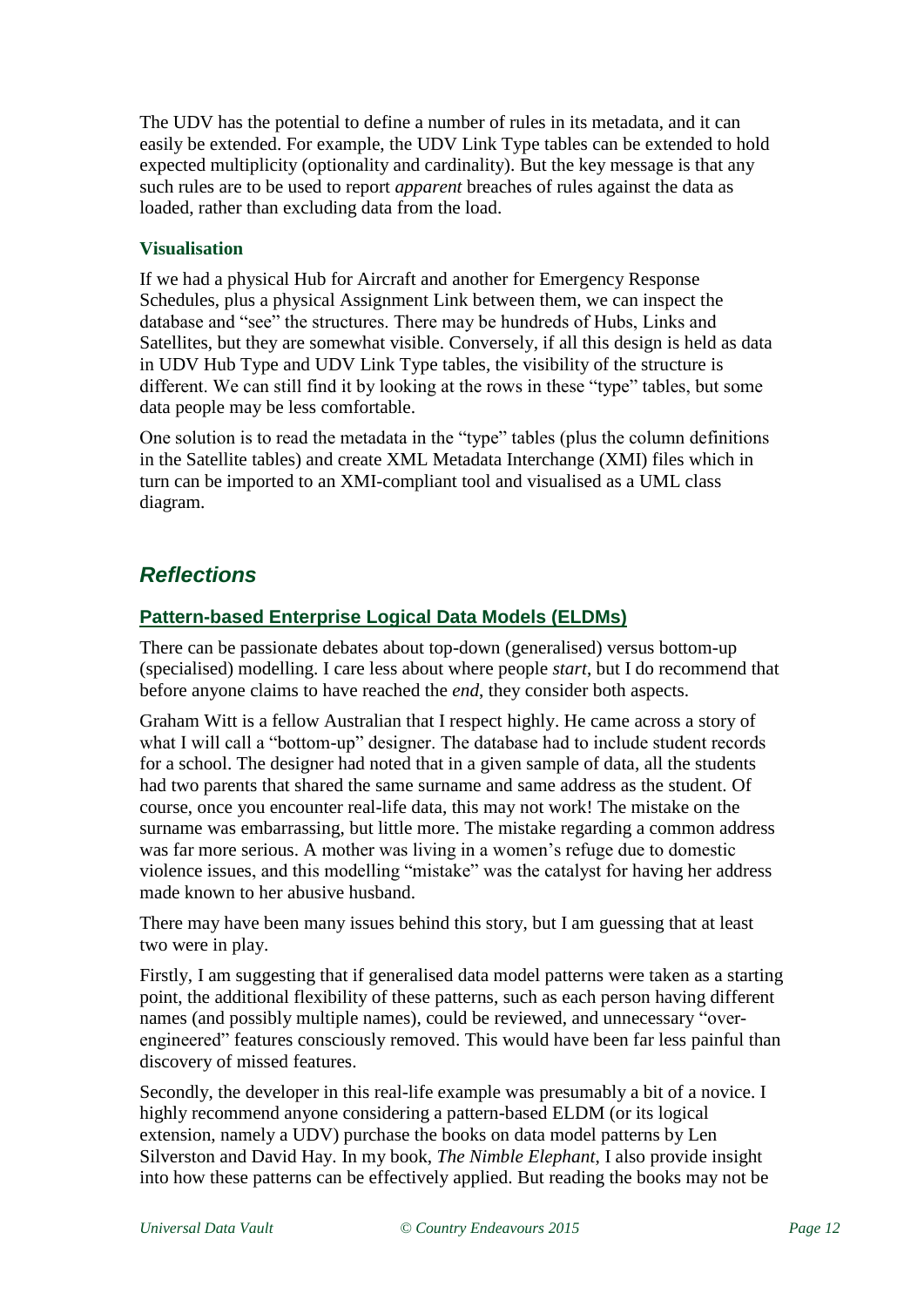The UDV has the potential to define a number of rules in its metadata, and it can easily be extended. For example, the UDV Link Type tables can be extended to hold expected multiplicity (optionality and cardinality). But the key message is that any such rules are to be used to report *apparent* breaches of rules against the data as loaded, rather than excluding data from the load.

#### Visualisation

If we had a physical Hub for Aircraft and another for Emergency Response Schedules, plus a physical Assignment Link between them, we can inspect the database and "see" the structures. There may be hundreds of Hubs, Links and Satellites, but they are somewhat visible. Conversely, if all this design is held as data in UDV Hub Type and UDV Link Type tables, the visibility of the structure is different. We can still find it by looking at the rows in these "type" tables, but some data people may be less comfortable.

One solution is to read the metadata in the "type" tables (plus the column definitions in the Satellite tables) and create XML Metadata Interchange (XMI) files which in turn can be imported to an XMI-compliant tool and visualised as a UML class diagram.

## *Reflections*

### Pattern-based Enterprise Logical Data Models (ELDMs)

There can be passionate debates about top-down (generalised) versus bottom-up (specialised) modelling. I care less about where people *start*, but I do recommend that before anyone claims to have reached the *end*, they consider both aspects.

Graham Witt is a fellow Australian that I respect highly. He came across a story of what I will call a "bottom-up" designer. The database had to include student records for a school. The designer had noted that in a given sample of data, all the students had two parents that shared the same surname and same address as the student. Of course, once you encounter real-life data, this may not work! The mistake on the surname was embarrassing, but little more. The mistake regarding a common address was far more serious. A mother was living in a women's refuge due to domestic violence issues, and this modelling "mistake" was the catalyst for having her address made known to her abusive husband.

There may have been many issues behind this story, but I am guessing that at least two were in play.

Firstly, I am suggesting that if generalised data model patterns were taken as a starting point, the additional flexibility of these patterns, such as each person having different names (and possibly multiple names), could be reviewed, and unnecessary "over-engineered" features consciously removed. This would have been far less painful than discovery of missed features.

Secondly, the developer in this real-life example was presumably a bit of a novice. I highly recommend anyone considering a pattern-based ELDM (or its logical extension, namely a UDV) purchase the books on data model patterns by Len Silverston and David Hay. In my book, *The Nimble Elephant*, I also provide insight into how these patterns can be effectively applied. But reading the books may not be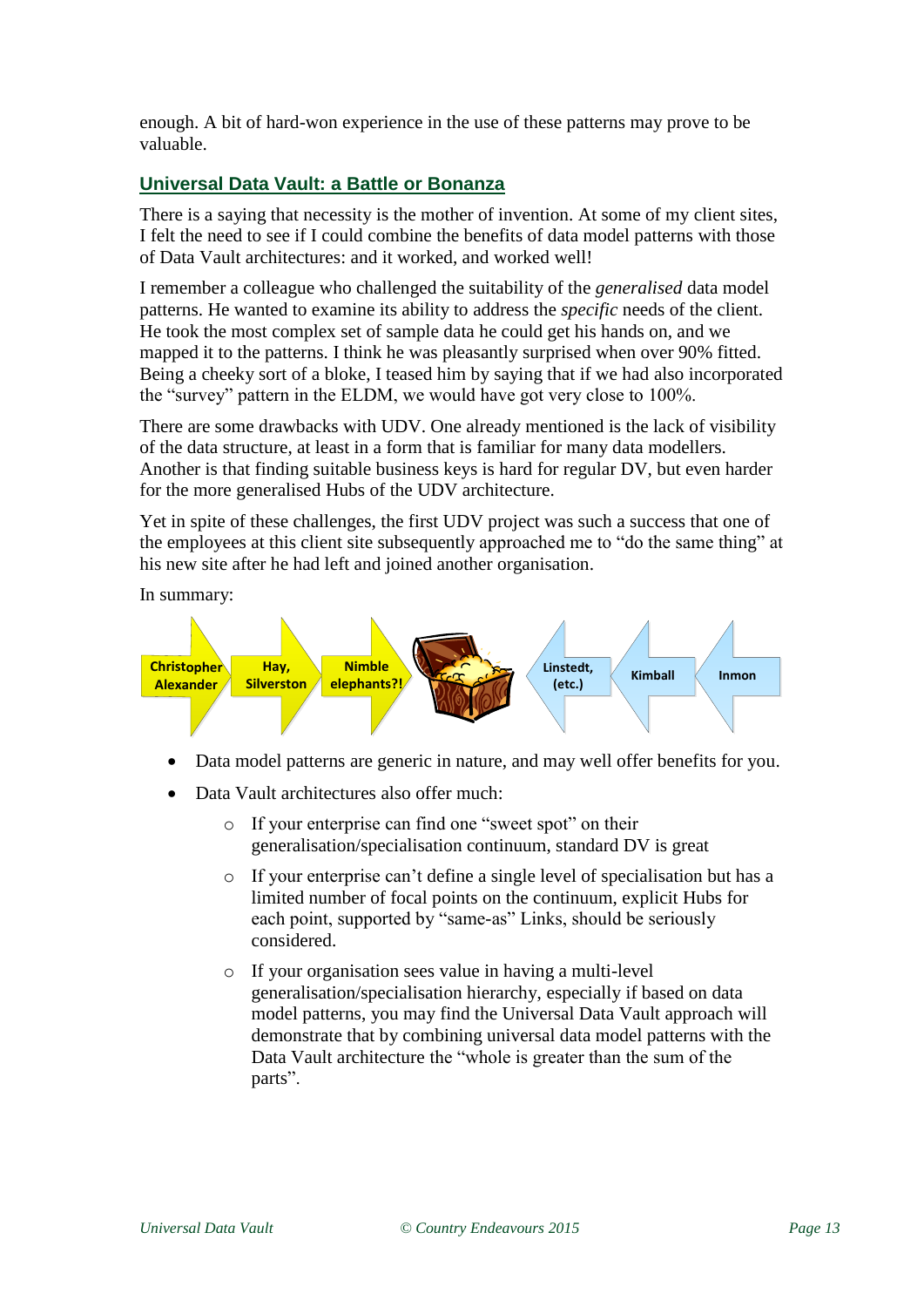enough. A bit of hard-won experience in the use of these patterns may prove to be valuable.

## Universal Data Vault: a Battle or Bonanza

There is a saying that necessity is the mother of invention. At some of my client sites, I felt the need to see if I could combine the benefits of data model patterns with those of Data Vault architectures: and it worked, and worked well!

I remember a colleague who challenged the suitability of the *generalised* data model patterns. He wanted to examine its ability to address the *specific* needs of the client. He took the most complex set of sample data he could get his hands on, and we mapped it to the patterns. I think he was pleasantly surprised when over 90% fitted. Being a cheeky sort of a bloke, I teased him by saying that if we had also incorporated the "survey" pattern in the ELDM, we would have got very close to 100%.

There are some drawbacks with UDV. One already mentioned is the lack of visibility of the data structure, at least in a form that is familiar for many data modellers. Another is that finding suitable business keys is hard for regular DV, but even harder for the more generalised Hubs of the UDV architecture.

Yet in spite of these challenges, the first UDV project was such a success that one of the employees at this client site subsequently approached me to "do the same thing" at his new site after he had left and joined another organisation.

In summary:

Christopher Alexander → Hay, Silverston → Nimble elephants?! → [treasure chest] ← Linstedt, (etc.) ← Kimball ← Inmon

- Data model patterns are generic in nature, and may well offer benefits for you.
- Data Vault architectures also offer much:
  - If your enterprise can find one "sweet spot" on their generalisation/specialisation continuum, standard DV is great
  - If your enterprise can't define a single level of specialisation but has a limited number of focal points on the continuum, explicit Hubs for each point, supported by "same-as" Links, should be seriously considered.
  - If your organisation sees value in having a multi-level generalisation/specialisation hierarchy, especially if based on data model patterns, you may find the Universal Data Vault approach will demonstrate that by combining universal data model patterns with the Data Vault architecture the "whole is greater than the sum of the parts".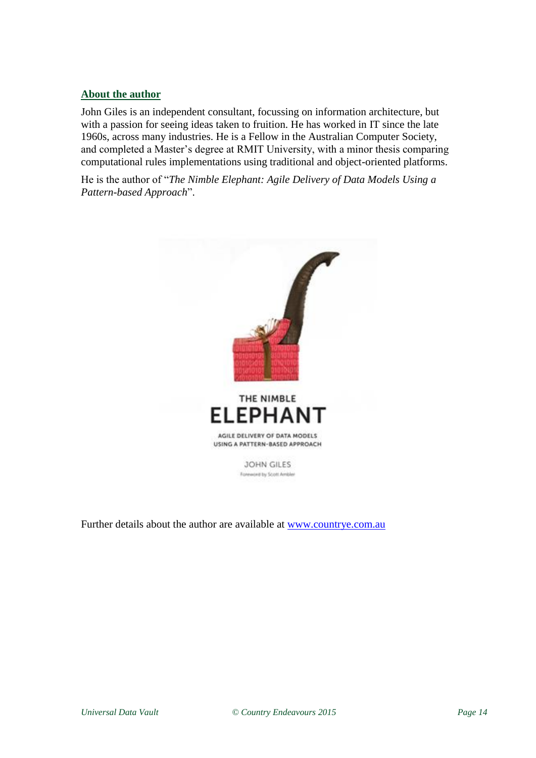## About the author

John Giles is an independent consultant, focussing on information architecture, but with a passion for seeing ideas taken to fruition. He has worked in IT since the late 1960s, across many industries. He is a Fellow in the Australian Computer Society, and completed a Master's degree at RMIT University, with a minor thesis comparing computational rules implementations using traditional and object-oriented platforms.

He is the author of "*The Nimble Elephant: Agile Delivery of Data Models Using a Pattern-based Approach*".

Further details about the author are available at [www.countrye.com.au](www.countrye.com.au)